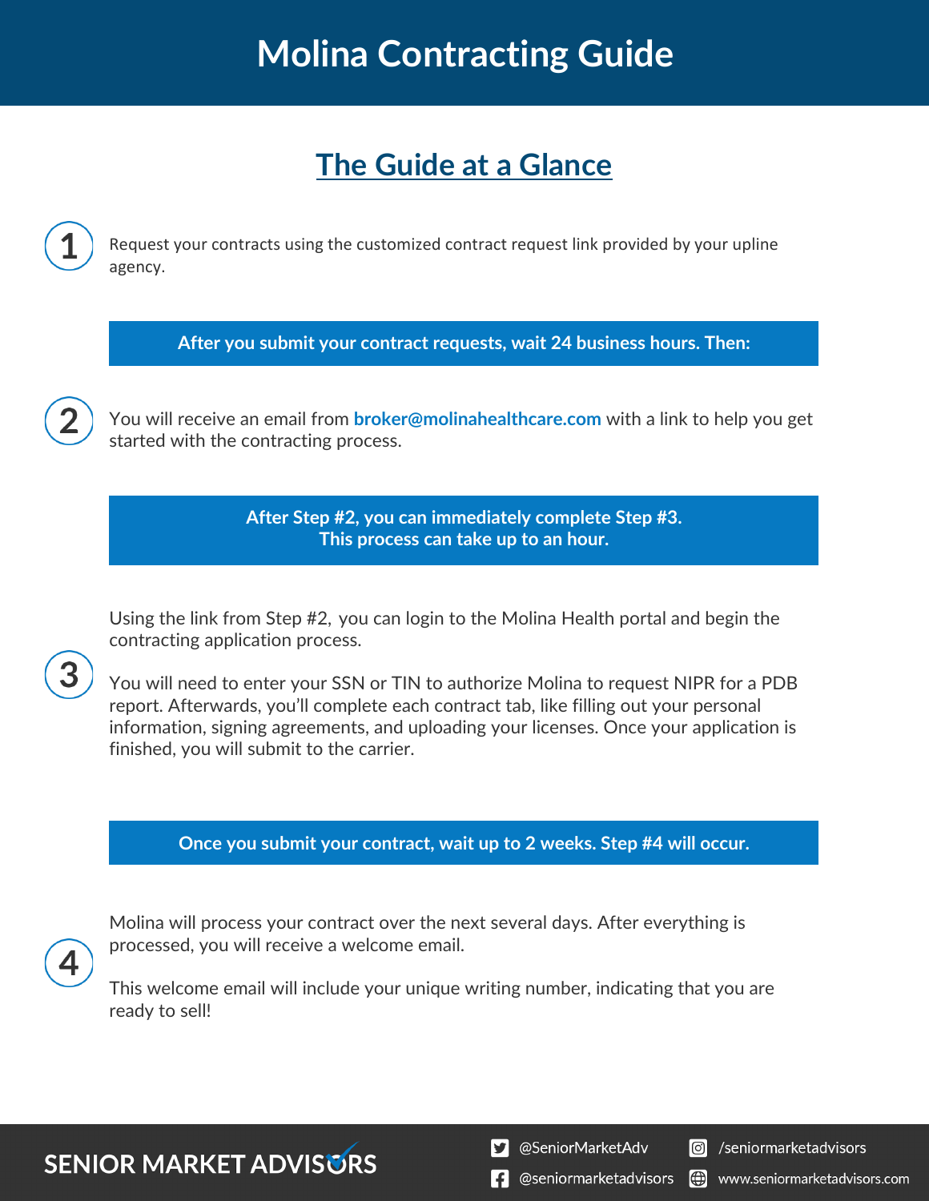# Molina Contracting Guide

## The Guide at a Glance

**1** Request your contracts using the customized contract request link provided by your upline agency.

**After you submit your contract requests, wait 24 business hours. Then:**

**2** You will receive an email from **broker@molinahealthcare.com** with a link to help you get started with the contracting process.

**After Step #2, you can immediately complete Step #3.**
**This process can take up to an hour.**

**3** Using the link from Step #2, you can login to the Molina Health portal and begin the contracting application process.

You will need to enter your SSN or TIN to authorize Molina to request NIPR for a PDB report. Afterwards, you'll complete each contract tab, like filling out your personal information, signing agreements, and uploading your licenses. Once your application is finished, you will submit to the carrier.

**Once you submit your contract, wait up to 2 weeks. Step #4 will occur.**

**4** Molina will process your contract over the next several days. After everything is processed, you will receive a welcome email.

This welcome email will include your unique writing number, indicating that you are ready to sell!

SENIOR MARKET ADVISORS

@SeniorMarketAdv | /seniormarketadvisors | @seniormarketadvisors | www.seniormarketadvisors.com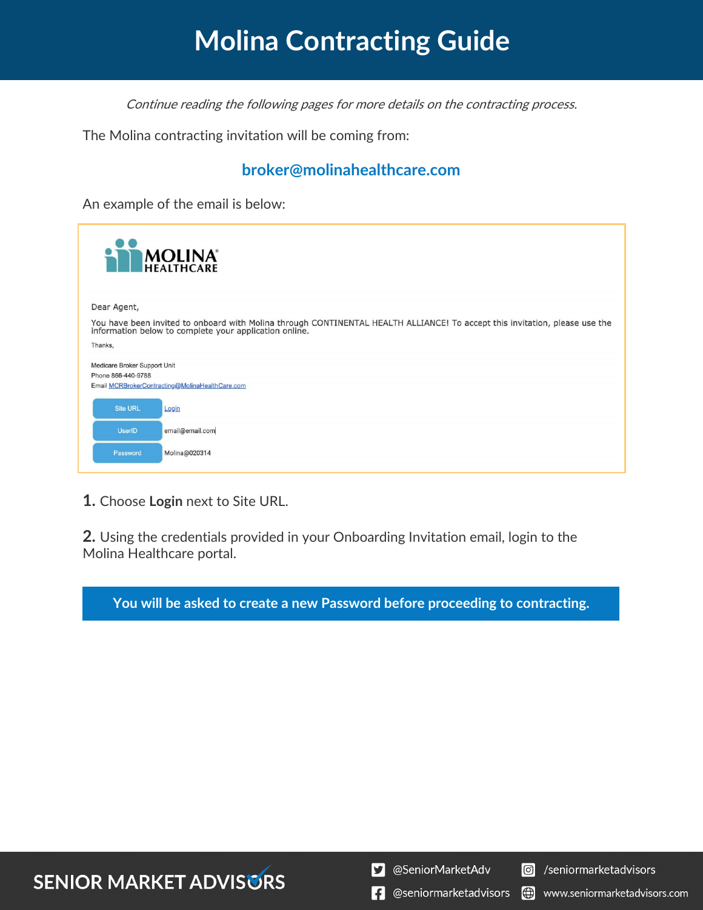# Molina Contracting Guide

*Continue reading the following pages for more details on the contracting process.*

The Molina contracting invitation will be coming from:

**broker@molinahealthcare.com**

An example of the email is below:

MOLINA HEALTHCARE

Dear Agent,

You have been invited to onboard with Molina through CONTINENTAL HEALTH ALLIANCE! To accept this invitation, please use the information below to complete your application online.

Thanks,

Medicare Broker Support Unit
Phone 866-440-9788
Email MCRBrokerContracting@MolinaHealthCare.com

| Site URL | Login |
|---|---|
| UserID | email@email.com |
| Password | Molina@020314 |

**1.** Choose **Login** next to Site URL.

**2.** Using the credentials provided in your Onboarding Invitation email, login to the Molina Healthcare portal.

**You will be asked to create a new Password before proceeding to contracting.**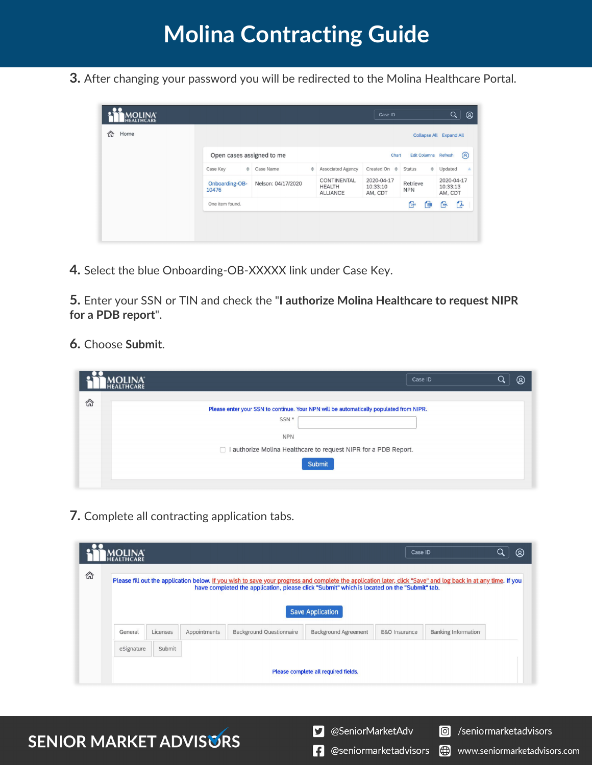# Molina Contracting Guide

**3.** After changing your password you will be redirected to the Molina Healthcare Portal.

**4.** Select the blue Onboarding-OB-XXXXX link under Case Key.

**5.** Enter your SSN or TIN and check the "**I authorize Molina Healthcare to request NIPR for a PDB report**".

**6.** Choose **Submit**.

**7.** Complete all contracting application tabs.

SENIOR MARKET ADVISORS

@SeniorMarketAdv

/seniormarketadvisors

@seniormarketadvisors

www.seniormarketadvisors.com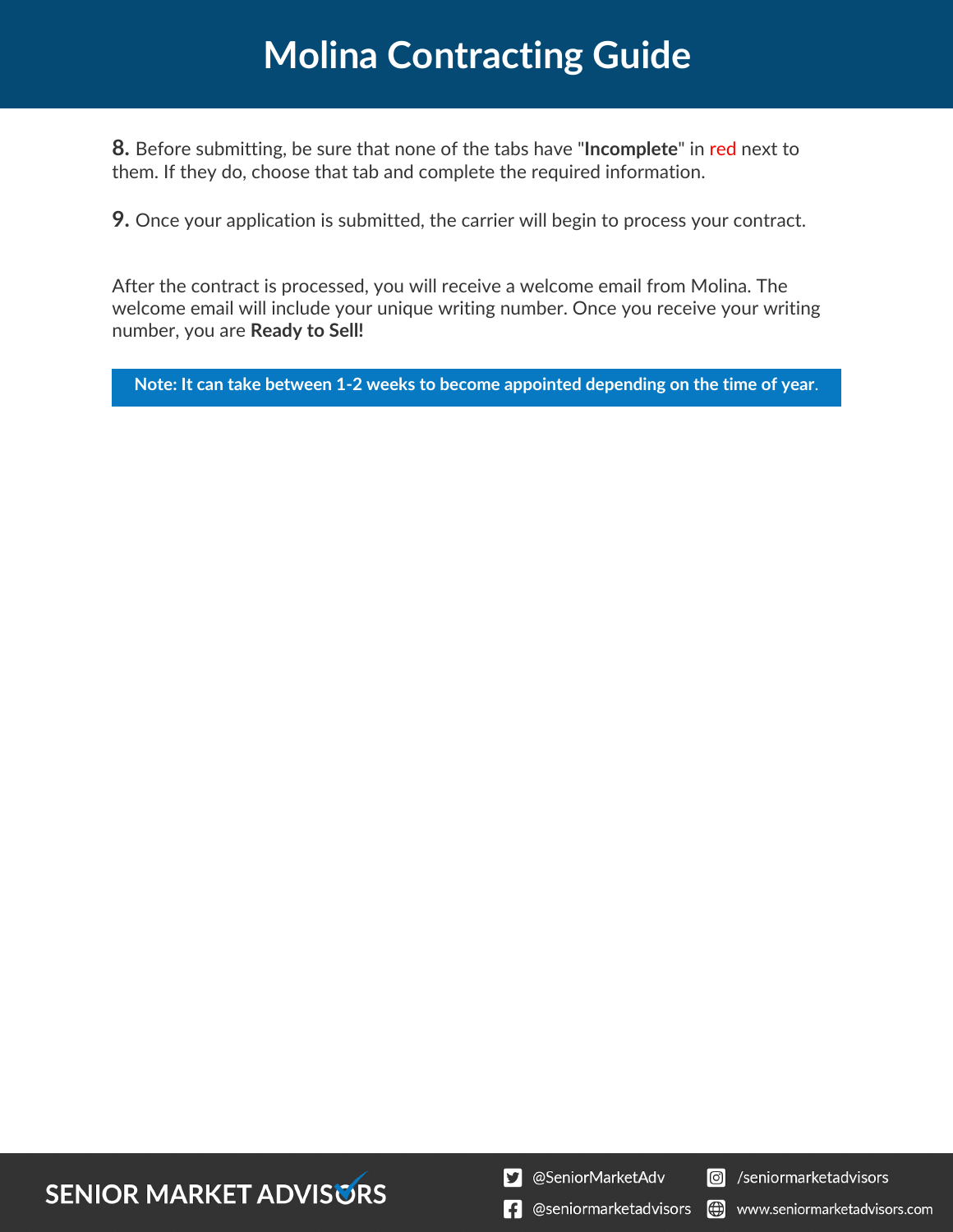**8.** Before submitting, be sure that none of the tabs have "**Incomplete**" in red next to them. If they do, choose that tab and complete the required information.

**9.** Once your application is submitted, the carrier will begin to process your contract.

After the contract is processed, you will receive a welcome email from Molina. The welcome email will include your unique writing number. Once you receive your writing number, you are **Ready to Sell!**

**Note: It can take between 1-2 weeks to become appointed depending on the time of year**.